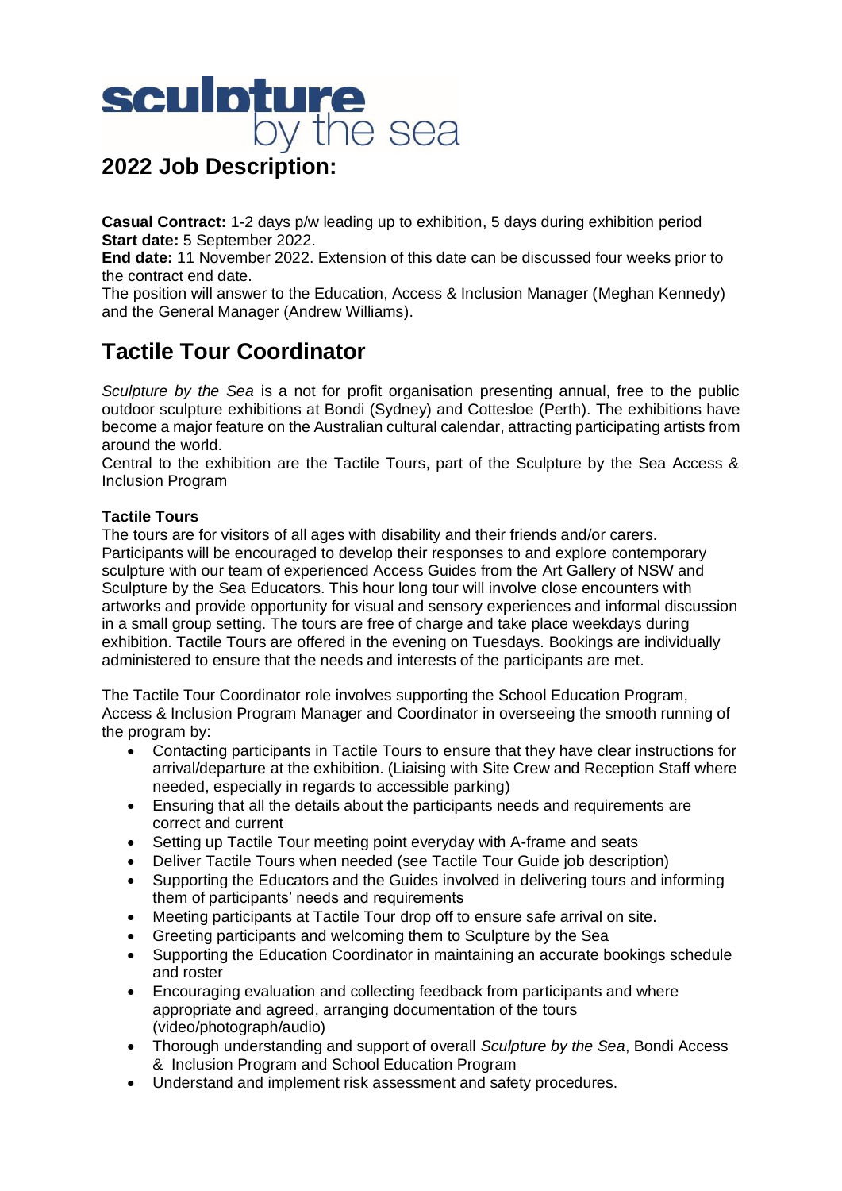# sculpture by the sea

## 2022 Job Description:

**Casual Contract:** 1-2 days p/w leading up to exhibition, 5 days during exhibition period
**Start date:** 5 September 2022.
**End date:** 11 November 2022. Extension of this date can be discussed four weeks prior to the contract end date.
The position will answer to the Education, Access & Inclusion Manager (Meghan Kennedy) and the General Manager (Andrew Williams).

# Tactile Tour Coordinator

*Sculpture by the Sea* is a not for profit organisation presenting annual, free to the public outdoor sculpture exhibitions at Bondi (Sydney) and Cottesloe (Perth). The exhibitions have become a major feature on the Australian cultural calendar, attracting participating artists from around the world.
Central to the exhibition are the Tactile Tours, part of the Sculpture by the Sea Access & Inclusion Program

**Tactile Tours**
The tours are for visitors of all ages with disability and their friends and/or carers. Participants will be encouraged to develop their responses to and explore contemporary sculpture with our team of experienced Access Guides from the Art Gallery of NSW and Sculpture by the Sea Educators. This hour long tour will involve close encounters with artworks and provide opportunity for visual and sensory experiences and informal discussion in a small group setting. The tours are free of charge and take place weekdays during exhibition. Tactile Tours are offered in the evening on Tuesdays. Bookings are individually administered to ensure that the needs and interests of the participants are met.

The Tactile Tour Coordinator role involves supporting the School Education Program, Access & Inclusion Program Manager and Coordinator in overseeing the smooth running of the program by:

- Contacting participants in Tactile Tours to ensure that they have clear instructions for arrival/departure at the exhibition. (Liaising with Site Crew and Reception Staff where needed, especially in regards to accessible parking)
- Ensuring that all the details about the participants needs and requirements are correct and current
- Setting up Tactile Tour meeting point everyday with A-frame and seats
- Deliver Tactile Tours when needed (see Tactile Tour Guide job description)
- Supporting the Educators and the Guides involved in delivering tours and informing them of participants' needs and requirements
- Meeting participants at Tactile Tour drop off to ensure safe arrival on site.
- Greeting participants and welcoming them to Sculpture by the Sea
- Supporting the Education Coordinator in maintaining an accurate bookings schedule and roster
- Encouraging evaluation and collecting feedback from participants and where appropriate and agreed, arranging documentation of the tours (video/photograph/audio)
- Thorough understanding and support of overall *Sculpture by the Sea*, Bondi Access & Inclusion Program and School Education Program
- Understand and implement risk assessment and safety procedures.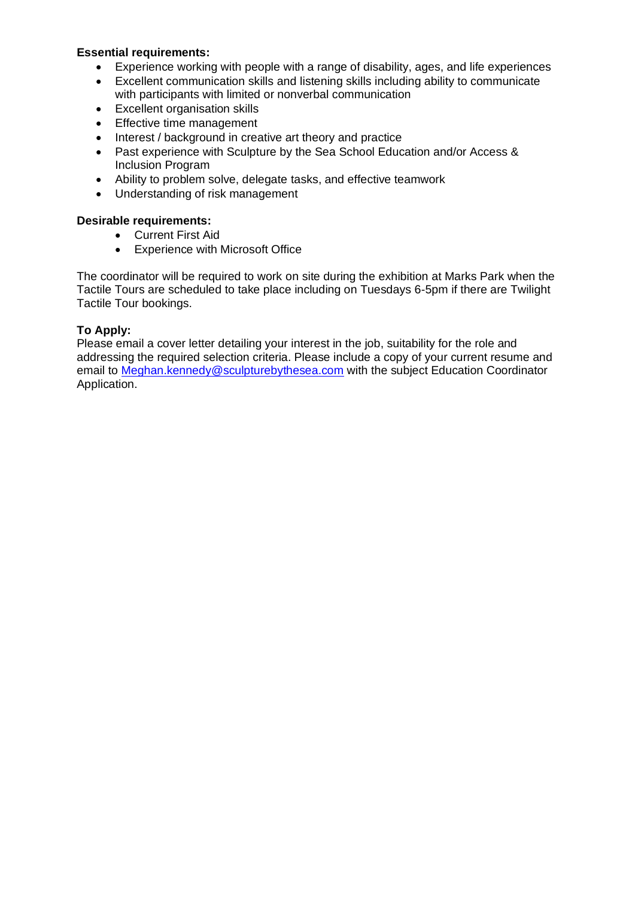**Essential requirements:**

- Experience working with people with a range of disability, ages, and life experiences
- Excellent communication skills and listening skills including ability to communicate with participants with limited or nonverbal communication
- Excellent organisation skills
- Effective time management
- Interest / background in creative art theory and practice
- Past experience with Sculpture by the Sea School Education and/or Access & Inclusion Program
- Ability to problem solve, delegate tasks, and effective teamwork
- Understanding of risk management

**Desirable requirements:**

- Current First Aid
- Experience with Microsoft Office

The coordinator will be required to work on site during the exhibition at Marks Park when the Tactile Tours are scheduled to take place including on Tuesdays 6-5pm if there are Twilight Tactile Tour bookings.

**To Apply:**
Please email a cover letter detailing your interest in the job, suitability for the role and addressing the required selection criteria. Please include a copy of your current resume and email to Meghan.kennedy@sculpturebythesea.com with the subject Education Coordinator Application.